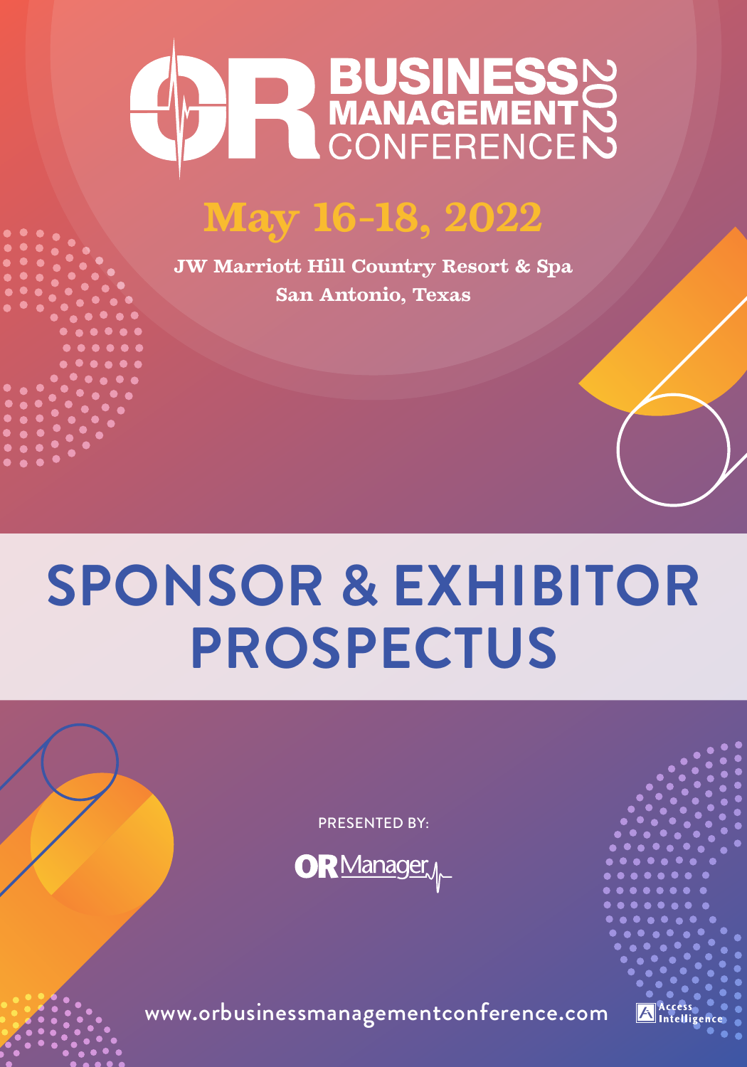# OR BUSINESS MANAGEMENT CONFERENCE 2022

## May 16-18, 2022

**JW Marriott Hill Country Resort & Spa**
**San Antonio, Texas**

# SPONSOR & EXHIBITOR PROSPECTUS

PRESENTED BY:

OR Manager

www.orbusinessmanagementconference.com

Access Intelligence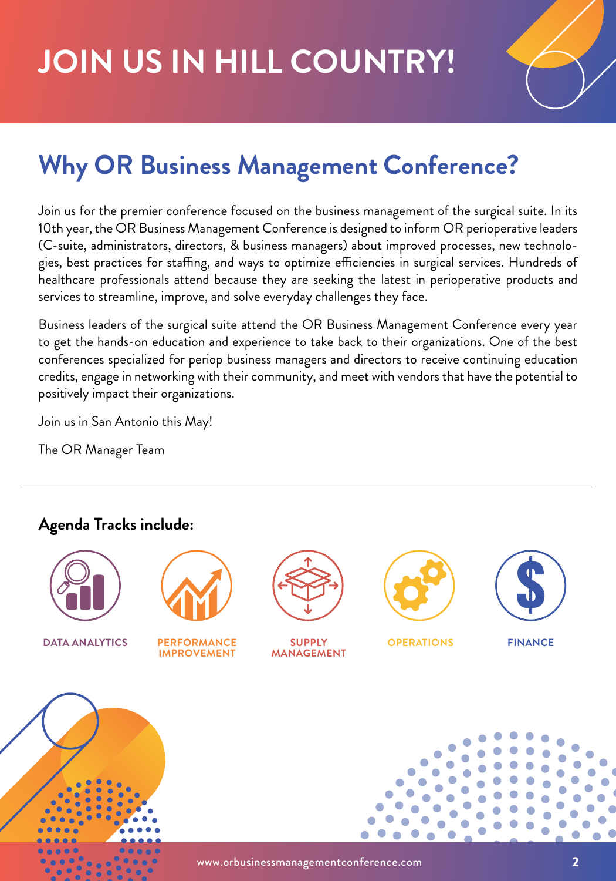# JOIN US IN HILL COUNTRY!

## Why OR Business Management Conference?

Join us for the premier conference focused on the business management of the surgical suite. In its 10th year, the OR Business Management Conference is designed to inform OR perioperative leaders (C-suite, administrators, directors, & business managers) about improved processes, new technologies, best practices for staffing, and ways to optimize efficiencies in surgical services. Hundreds of healthcare professionals attend because they are seeking the latest in perioperative products and services to streamline, improve, and solve everyday challenges they face.

Business leaders of the surgical suite attend the OR Business Management Conference every year to get the hands-on education and experience to take back to their organizations. One of the best conferences specialized for periop business managers and directors to receive continuing education credits, engage in networking with their community, and meet with vendors that have the potential to positively impact their organizations.

Join us in San Antonio this May!

The OR Manager Team

---

### Agenda Tracks include:

- DATA ANALYTICS
- PERFORMANCE IMPROVEMENT
- SUPPLY MANAGEMENT
- OPERATIONS
- FINANCE

www.orbusinessmanagementconference.com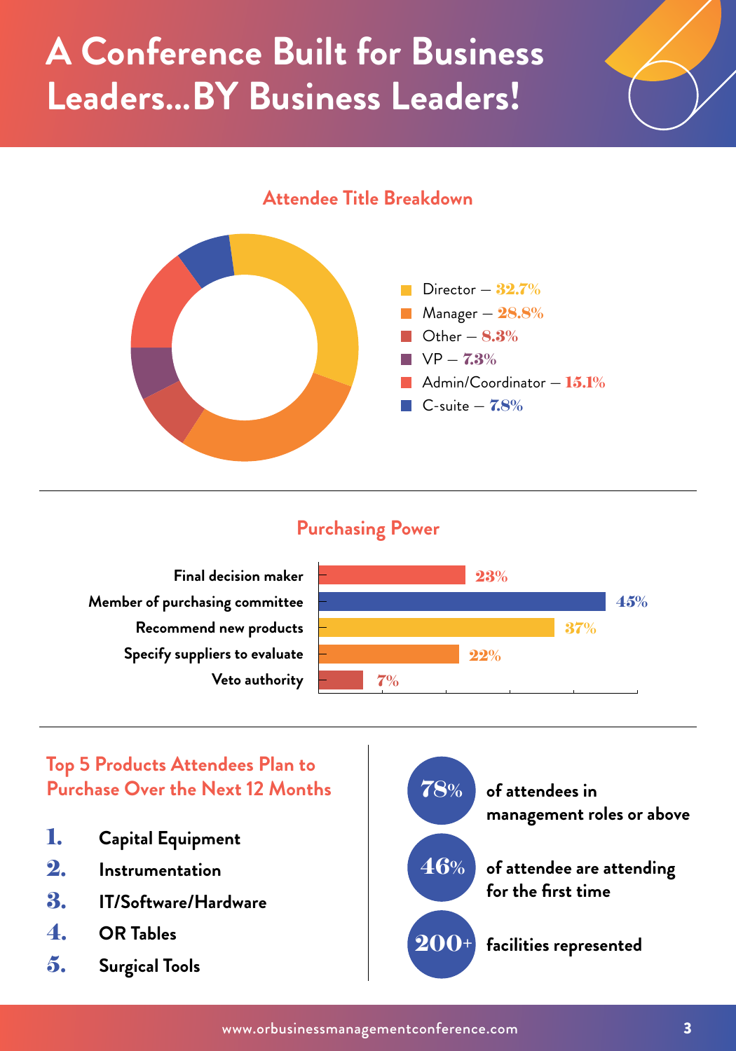# A Conference Built for Business Leaders...BY Business Leaders!

## Attendee Title Breakdown

- Director — 32.7%
- Manager — 28.8%
- Other — 8.3%
- VP — 7.3%
- Admin/Coordinator — 15.1%
- C-suite — 7.8%

## Purchasing Power

| Role | Percentage |
|---|---|
| Final decision maker | 23% |
| Member of purchasing committee | 45% |
| Recommend new products | 37% |
| Specify suppliers to evaluate | 22% |
| Veto authority | 7% |

## Top 5 Products Attendees Plan to Purchase Over the Next 12 Months

1. **Capital Equipment**
2. **Instrumentation**
3. **IT/Software/Hardware**
4. **OR Tables**
5. **Surgical Tools**

**78%** of attendees in management roles or above

**46%** of attendee are attending for the first time

**200+** facilities represented

www.orbusinessmanagementconference.com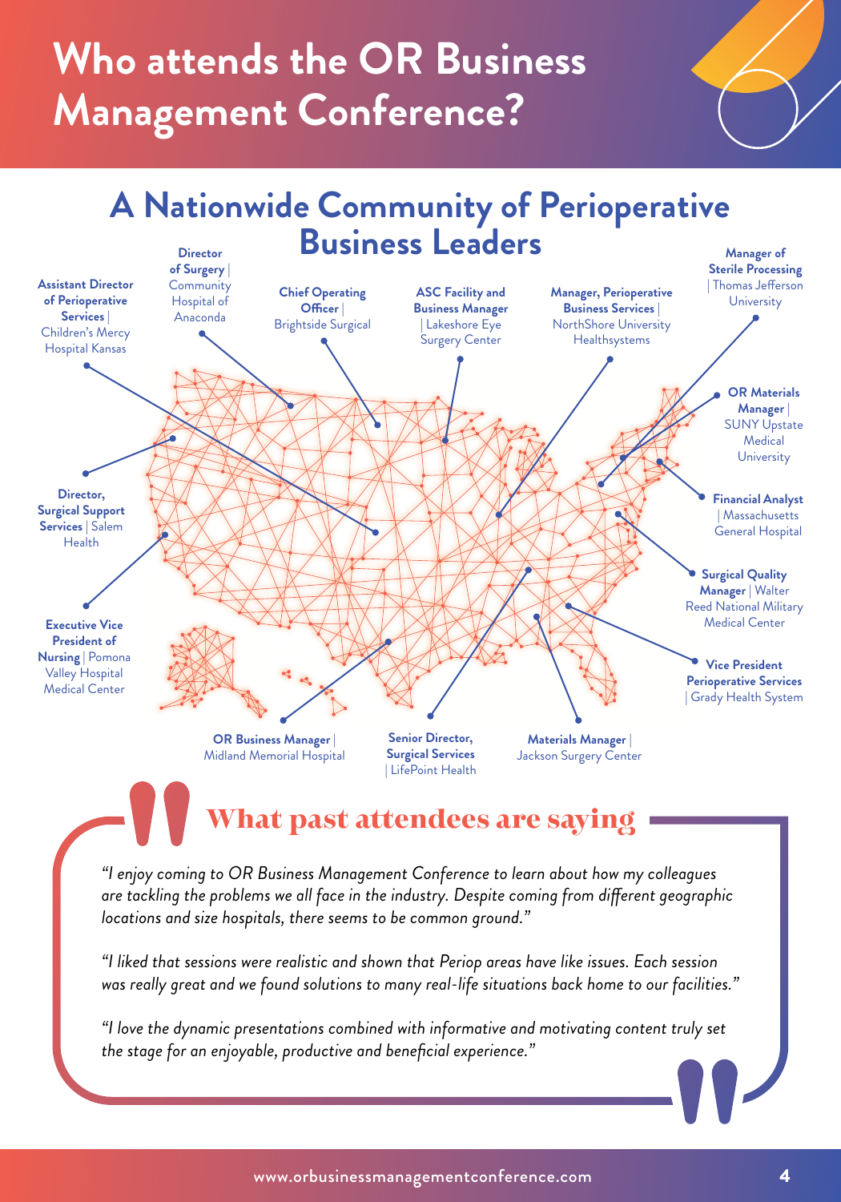# Who attends the OR Business Management Conference?

## A Nationwide Community of Perioperative Business Leaders

- **Assistant Director of Perioperative Services** | Children's Mercy Hospital Kansas
- **Director of Surgery** | Community Hospital of Anaconda
- **Chief Operating Officer** | Brightside Surgical
- **ASC Facility and Business Manager** | Lakeshore Eye Surgery Center
- **Manager, Perioperative Business Services** | NorthShore University Healthsystems
- **Manager of Sterile Processing** | Thomas Jefferson University
- **OR Materials Manager** | SUNY Upstate Medical University
- **Financial Analyst** | Massachusetts General Hospital
- **Surgical Quality Manager** | Walter Reed National Military Medical Center
- **Vice President Perioperative Services** | Grady Health System
- **Director, Surgical Support Services** | Salem Health
- **Executive Vice President of Nursing** | Pomona Valley Hospital Medical Center
- **OR Business Manager** | Midland Memorial Hospital
- **Senior Director, Surgical Services** | LifePoint Health
- **Materials Manager** | Jackson Surgery Center

## What past attendees are saying

*"I enjoy coming to OR Business Management Conference to learn about how my colleagues are tackling the problems we all face in the industry. Despite coming from different geographic locations and size hospitals, there seems to be common ground."*

*"I liked that sessions were realistic and shown that Periop areas have like issues. Each session was really great and we found solutions to many real-life situations back home to our facilities."*

*"I love the dynamic presentations combined with informative and motivating content truly set the stage for an enjoyable, productive and beneficial experience."*

www.orbusinessmanagementconference.com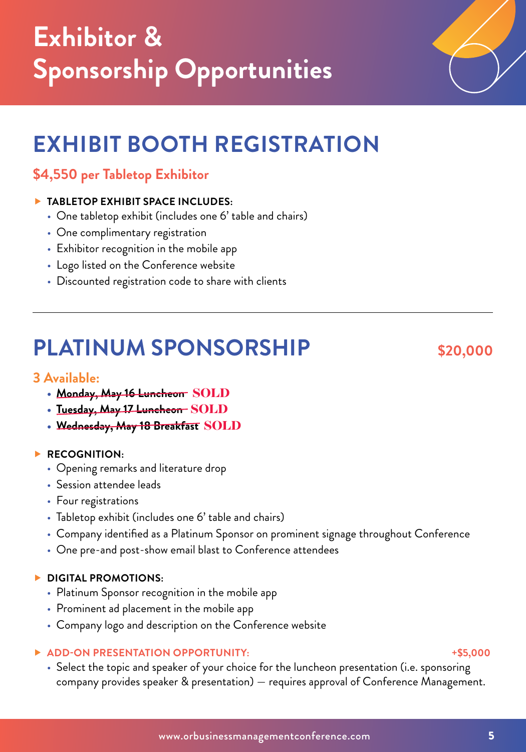# Exhibitor & Sponsorship Opportunities

## EXHIBIT BOOTH REGISTRATION

### $4,550 per Tabletop Exhibitor

**TABLETOP EXHIBIT SPACE INCLUDES:**

- One tabletop exhibit (includes one 6' table and chairs)
- One complimentary registration
- Exhibitor recognition in the mobile app
- Logo listed on the Conference website
- Discounted registration code to share with clients

---

## PLATINUM SPONSORSHIP $20,000

### 3 Available:

- ~~**Monday, May 16 Luncheon**~~ SOLD
- ~~**Tuesday, May 17 Luncheon**~~ SOLD
- ~~**Wednesday, May 18 Breakfast**~~ SOLD

**RECOGNITION:**

- Opening remarks and literature drop
- Session attendee leads
- Four registrations
- Tabletop exhibit (includes one 6' table and chairs)
- Company identified as a Platinum Sponsor on prominent signage throughout Conference
- One pre-and post-show email blast to Conference attendees

**DIGITAL PROMOTIONS:**

- Platinum Sponsor recognition in the mobile app
- Prominent ad placement in the mobile app
- Company logo and description on the Conference website

**ADD-ON PRESENTATION OPPORTUNITY: +$5,000**

- Select the topic and speaker of your choice for the luncheon presentation (i.e. sponsoring company provides speaker & presentation) — requires approval of Conference Management.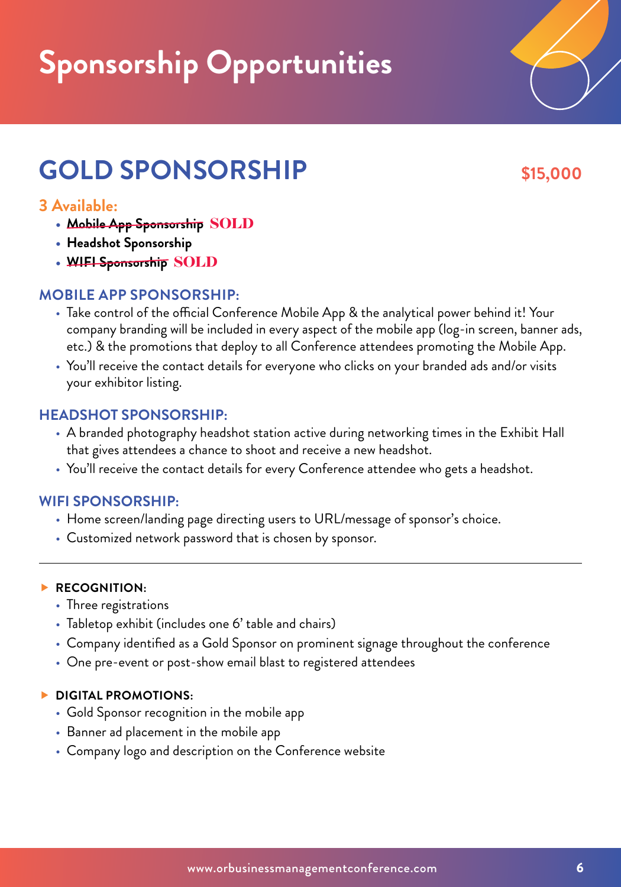# Sponsorship Opportunities

## GOLD SPONSORSHIP

**$15,000**

**3 Available:**

- ~~**Mobile App Sponsorship**~~ SOLD
- **Headshot Sponsorship**
- ~~**WIFI Sponsorship**~~ SOLD

### MOBILE APP SPONSORSHIP:

- Take control of the official Conference Mobile App & the analytical power behind it! Your company branding will be included in every aspect of the mobile app (log-in screen, banner ads, etc.) & the promotions that deploy to all Conference attendees promoting the Mobile App.
- You'll receive the contact details for everyone who clicks on your branded ads and/or visits your exhibitor listing.

### HEADSHOT SPONSORSHIP:

- A branded photography headshot station active during networking times in the Exhibit Hall that gives attendees a chance to shoot and receive a new headshot.
- You'll receive the contact details for every Conference attendee who gets a headshot.

### WIFI SPONSORSHIP:

- Home screen/landing page directing users to URL/message of sponsor's choice.
- Customized network password that is chosen by sponsor.

---

**RECOGNITION:**

- Three registrations
- Tabletop exhibit (includes one 6' table and chairs)
- Company identified as a Gold Sponsor on prominent signage throughout the conference
- One pre-event or post-show email blast to registered attendees

**DIGITAL PROMOTIONS:**

- Gold Sponsor recognition in the mobile app
- Banner ad placement in the mobile app
- Company logo and description on the Conference website

www.orbusinessmanagementconference.com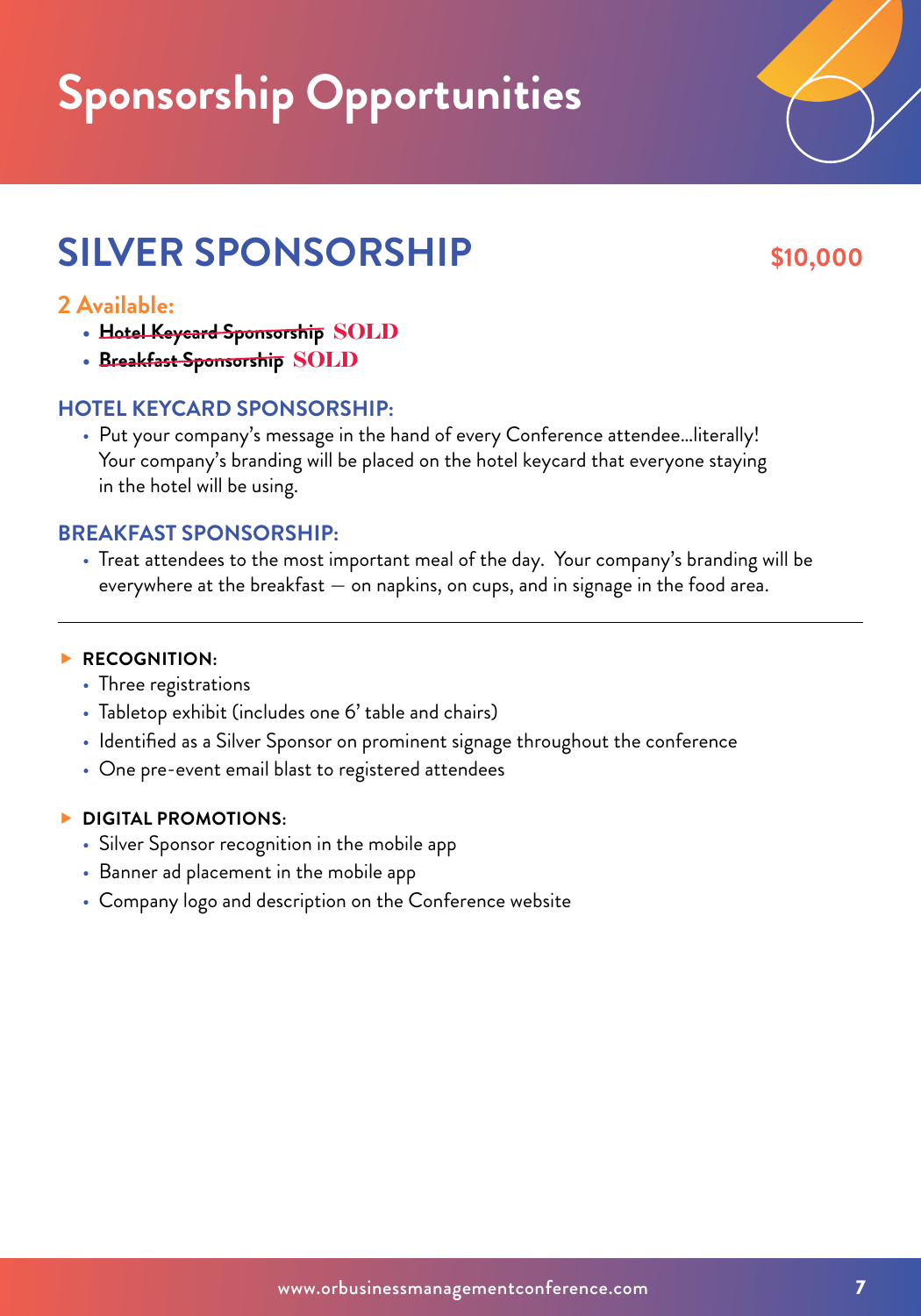# Sponsorship Opportunities

## SILVER SPONSORSHIP

**$10,000**

**2 Available:**

- ~~**Hotel Keycard Sponsorship**~~ SOLD
- ~~**Breakfast Sponsorship**~~ SOLD

### HOTEL KEYCARD SPONSORSHIP:

- Put your company's message in the hand of every Conference attendee…literally! Your company's branding will be placed on the hotel keycard that everyone staying in the hotel will be using.

### BREAKFAST SPONSORSHIP:

- Treat attendees to the most important meal of the day. Your company's branding will be everywhere at the breakfast — on napkins, on cups, and in signage in the food area.

---

**RECOGNITION:**

- Three registrations
- Tabletop exhibit (includes one 6' table and chairs)
- Identified as a Silver Sponsor on prominent signage throughout the conference
- One pre-event email blast to registered attendees

**DIGITAL PROMOTIONS:**

- Silver Sponsor recognition in the mobile app
- Banner ad placement in the mobile app
- Company logo and description on the Conference website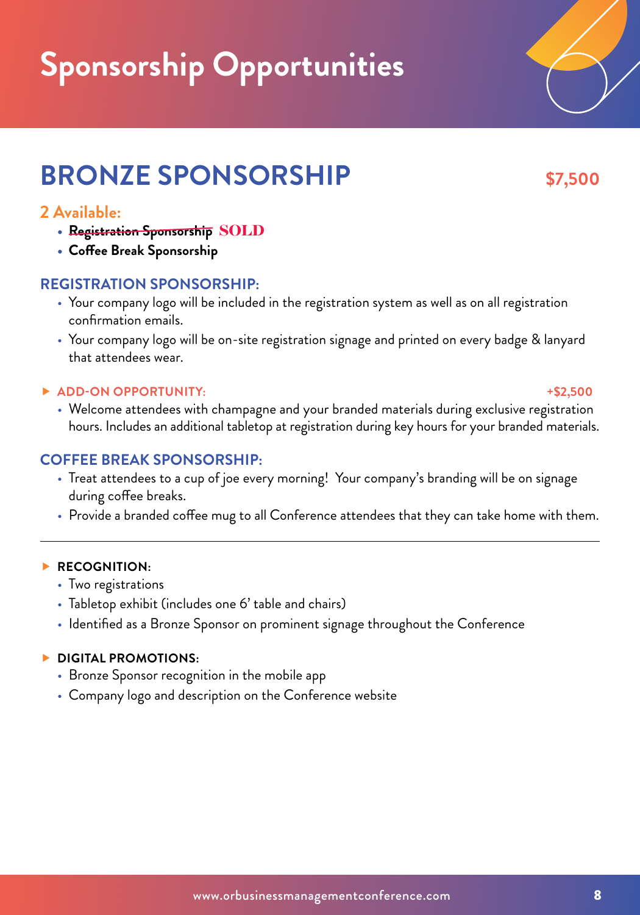# Sponsorship Opportunities

## BRONZE SPONSORSHIP

**$7,500**

### 2 Available:

- ~~**Registration Sponsorship**~~ SOLD
- **Coffee Break Sponsorship**

### REGISTRATION SPONSORSHIP:

- Your company logo will be included in the registration system as well as on all registration confirmation emails.
- Your company logo will be on-site registration signage and printed on every badge & lanyard that attendees wear.

**ADD-ON OPPORTUNITY:** **+$2,500**

- Welcome attendees with champagne and your branded materials during exclusive registration hours. Includes an additional tabletop at registration during key hours for your branded materials.

### COFFEE BREAK SPONSORSHIP:

- Treat attendees to a cup of joe every morning! Your company's branding will be on signage during coffee breaks.
- Provide a branded coffee mug to all Conference attendees that they can take home with them.

---

**RECOGNITION:**

- Two registrations
- Tabletop exhibit (includes one 6' table and chairs)
- Identified as a Bronze Sponsor on prominent signage throughout the Conference

**DIGITAL PROMOTIONS:**

- Bronze Sponsor recognition in the mobile app
- Company logo and description on the Conference website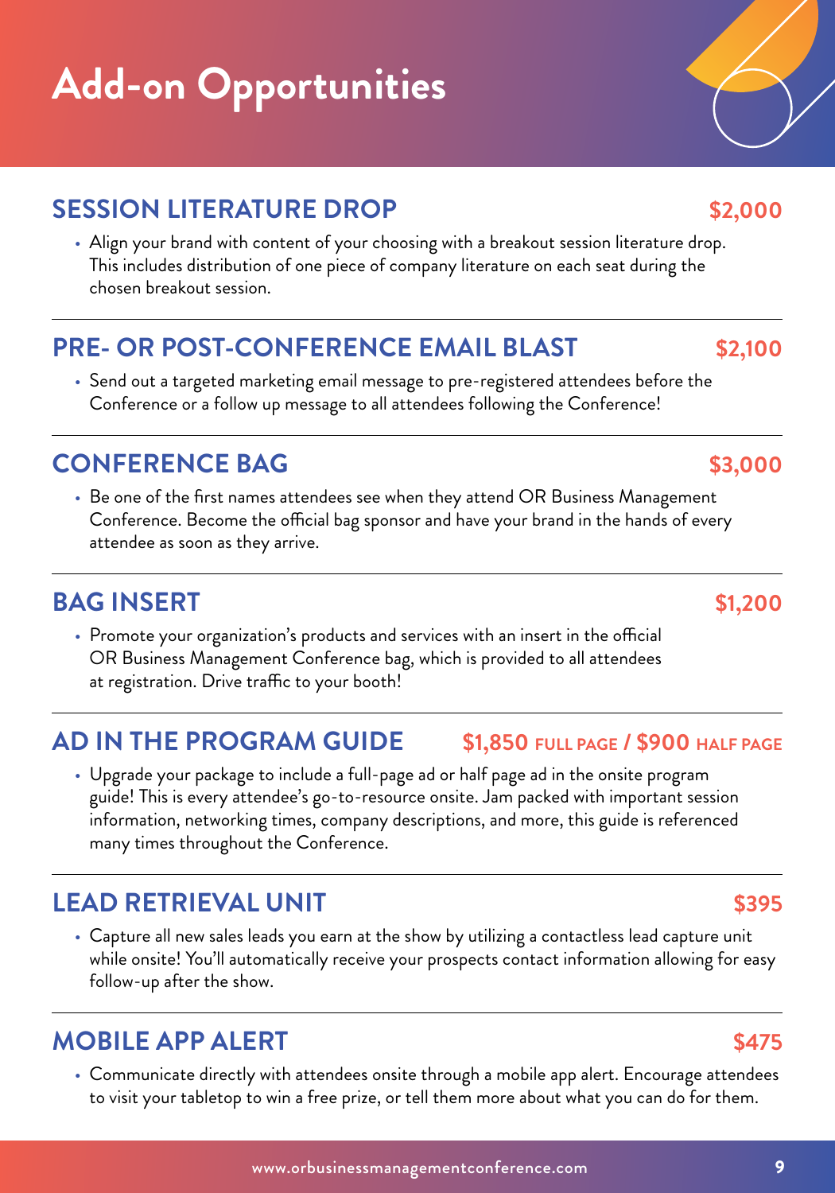# Add-on Opportunities

## SESSION LITERATURE DROP — $2,000

- Align your brand with content of your choosing with a breakout session literature drop. This includes distribution of one piece of company literature on each seat during the chosen breakout session.

## PRE- OR POST-CONFERENCE EMAIL BLAST — $2,100

- Send out a targeted marketing email message to pre-registered attendees before the Conference or a follow up message to all attendees following the Conference!

## CONFERENCE BAG — $3,000

- Be one of the first names attendees see when they attend OR Business Management Conference. Become the official bag sponsor and have your brand in the hands of every attendee as soon as they arrive.

## BAG INSERT — $1,200

- Promote your organization's products and services with an insert in the official OR Business Management Conference bag, which is provided to all attendees at registration. Drive traffic to your booth!

## AD IN THE PROGRAM GUIDE — $1,850 FULL PAGE / $900 HALF PAGE

- Upgrade your package to include a full-page ad or half page ad in the onsite program guide! This is every attendee's go-to-resource onsite. Jam packed with important session information, networking times, company descriptions, and more, this guide is referenced many times throughout the Conference.

## LEAD RETRIEVAL UNIT — $395

- Capture all new sales leads you earn at the show by utilizing a contactless lead capture unit while onsite! You'll automatically receive your prospects contact information allowing for easy follow-up after the show.

## MOBILE APP ALERT — $475

- Communicate directly with attendees onsite through a mobile app alert. Encourage attendees to visit your tabletop to win a free prize, or tell them more about what you can do for them.

www.orbusinessmanagementconference.com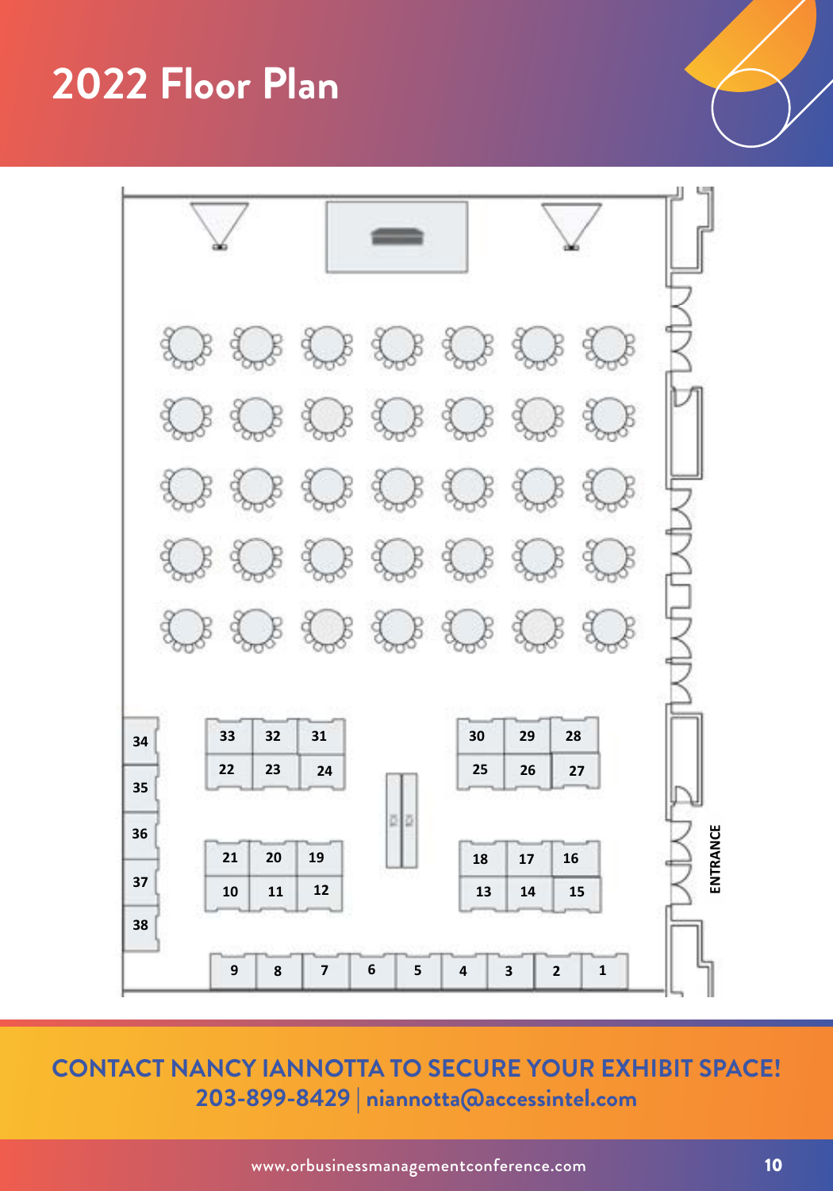# 2022 Floor Plan

34
35
36
37
38

33 32 31
22 23 24

30 29 28
25 26 27

21 20 19
10 11 12

18 17 16
13 14 15

9 8 7 6 5 4 3 2 1

ENTRANCE

**CONTACT NANCY IANNOTTA TO SECURE YOUR EXHIBIT SPACE!**
**203-899-8429 | niannotta@accessintel.com**

www.orbusinessmanagementconference.com